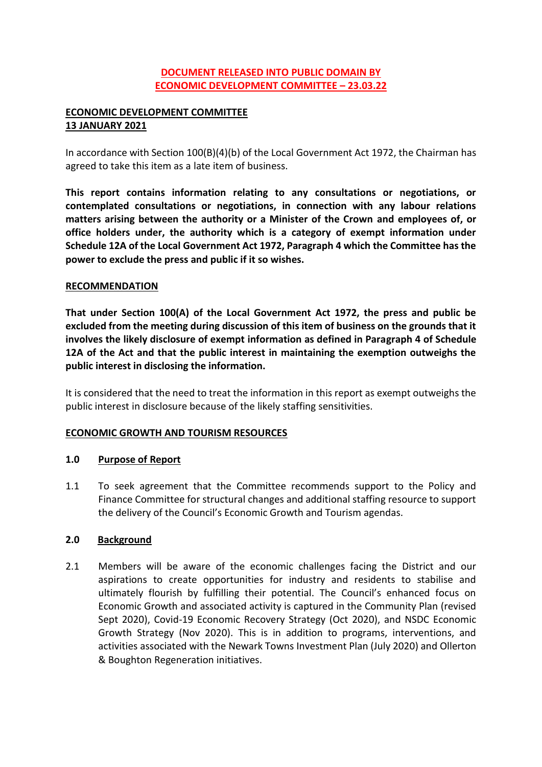**DOCUMENT RELEASED INTO PUBLIC DOMAIN BY ECONOMIC DEVELOPMENT COMMITTEE – 23.03.22**

**ECONOMIC DEVELOPMENT COMMITTEE**
**13 JANUARY 2021**

In accordance with Section 100(B)(4)(b) of the Local Government Act 1972, the Chairman has agreed to take this item as a late item of business.

**This report contains information relating to any consultations or negotiations, or contemplated consultations or negotiations, in connection with any labour relations matters arising between the authority or a Minister of the Crown and employees of, or office holders under, the authority which is a category of exempt information under Schedule 12A of the Local Government Act 1972, Paragraph 4 which the Committee has the power to exclude the press and public if it so wishes.**

**RECOMMENDATION**

**That under Section 100(A) of the Local Government Act 1972, the press and public be excluded from the meeting during discussion of this item of business on the grounds that it involves the likely disclosure of exempt information as defined in Paragraph 4 of Schedule 12A of the Act and that the public interest in maintaining the exemption outweighs the public interest in disclosing the information.**

It is considered that the need to treat the information in this report as exempt outweighs the public interest in disclosure because of the likely staffing sensitivities.

**ECONOMIC GROWTH AND TOURISM RESOURCES**

## 1.0 Purpose of Report

1.1 To seek agreement that the Committee recommends support to the Policy and Finance Committee for structural changes and additional staffing resource to support the delivery of the Council's Economic Growth and Tourism agendas.

## 2.0 Background

2.1 Members will be aware of the economic challenges facing the District and our aspirations to create opportunities for industry and residents to stabilise and ultimately flourish by fulfilling their potential. The Council's enhanced focus on Economic Growth and associated activity is captured in the Community Plan (revised Sept 2020), Covid-19 Economic Recovery Strategy (Oct 2020), and NSDC Economic Growth Strategy (Nov 2020). This is in addition to programs, interventions, and activities associated with the Newark Towns Investment Plan (July 2020) and Ollerton & Boughton Regeneration initiatives.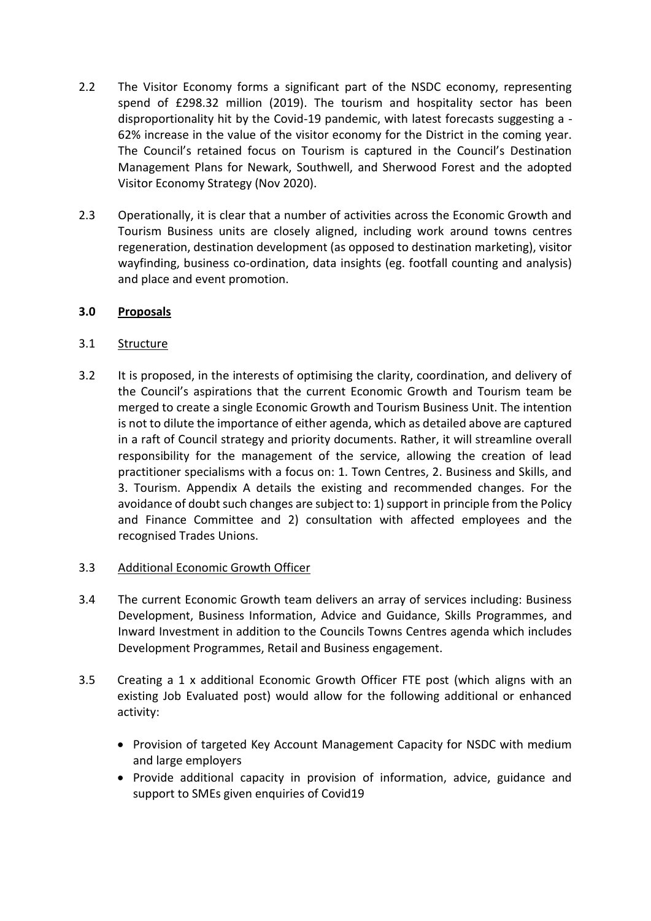2.2 The Visitor Economy forms a significant part of the NSDC economy, representing spend of £298.32 million (2019). The tourism and hospitality sector has been disproportionality hit by the Covid-19 pandemic, with latest forecasts suggesting a -62% increase in the value of the visitor economy for the District in the coming year. The Council's retained focus on Tourism is captured in the Council's Destination Management Plans for Newark, Southwell, and Sherwood Forest and the adopted Visitor Economy Strategy (Nov 2020).

2.3 Operationally, it is clear that a number of activities across the Economic Growth and Tourism Business units are closely aligned, including work around towns centres regeneration, destination development (as opposed to destination marketing), visitor wayfinding, business co-ordination, data insights (eg. footfall counting and analysis) and place and event promotion.

## 3.0 Proposals

3.1 Structure

3.2 It is proposed, in the interests of optimising the clarity, coordination, and delivery of the Council's aspirations that the current Economic Growth and Tourism team be merged to create a single Economic Growth and Tourism Business Unit. The intention is not to dilute the importance of either agenda, which as detailed above are captured in a raft of Council strategy and priority documents. Rather, it will streamline overall responsibility for the management of the service, allowing the creation of lead practitioner specialisms with a focus on: 1. Town Centres, 2. Business and Skills, and 3. Tourism. Appendix A details the existing and recommended changes. For the avoidance of doubt such changes are subject to: 1) support in principle from the Policy and Finance Committee and 2) consultation with affected employees and the recognised Trades Unions.

3.3 Additional Economic Growth Officer

3.4 The current Economic Growth team delivers an array of services including: Business Development, Business Information, Advice and Guidance, Skills Programmes, and Inward Investment in addition to the Councils Towns Centres agenda which includes Development Programmes, Retail and Business engagement.

3.5 Creating a 1 x additional Economic Growth Officer FTE post (which aligns with an existing Job Evaluated post) would allow for the following additional or enhanced activity:

- Provision of targeted Key Account Management Capacity for NSDC with medium and large employers
- Provide additional capacity in provision of information, advice, guidance and support to SMEs given enquiries of Covid19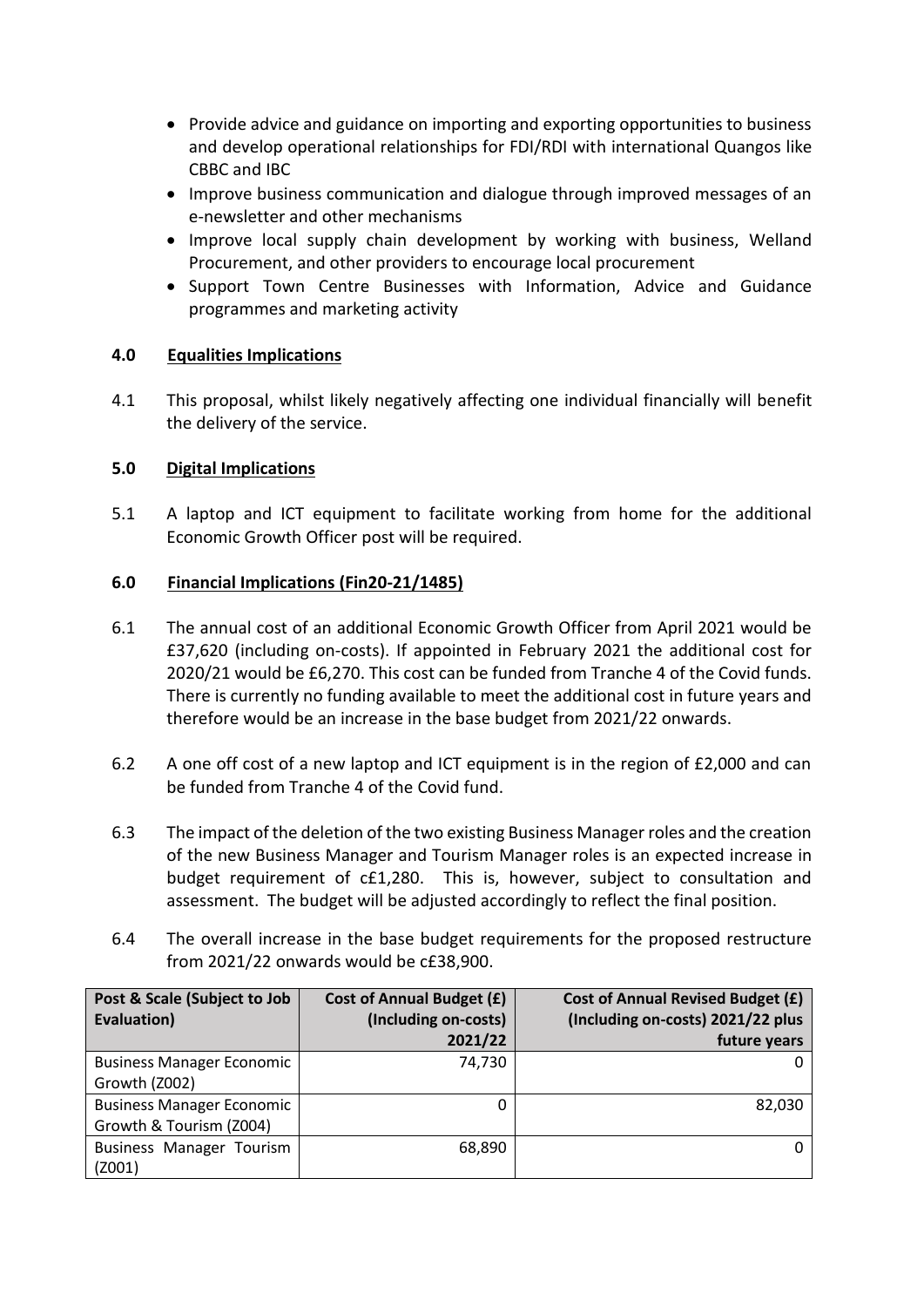- Provide advice and guidance on importing and exporting opportunities to business and develop operational relationships for FDI/RDI with international Quangos like CBBC and IBC
- Improve business communication and dialogue through improved messages of an e-newsletter and other mechanisms
- Improve local supply chain development by working with business, Welland Procurement, and other providers to encourage local procurement
- Support Town Centre Businesses with Information, Advice and Guidance programmes and marketing activity

## 4.0 Equalities Implications

4.1 This proposal, whilst likely negatively affecting one individual financially will benefit the delivery of the service.

## 5.0 Digital Implications

5.1 A laptop and ICT equipment to facilitate working from home for the additional Economic Growth Officer post will be required.

## 6.0 Financial Implications (Fin20-21/1485)

6.1 The annual cost of an additional Economic Growth Officer from April 2021 would be £37,620 (including on-costs). If appointed in February 2021 the additional cost for 2020/21 would be £6,270. This cost can be funded from Tranche 4 of the Covid funds. There is currently no funding available to meet the additional cost in future years and therefore would be an increase in the base budget from 2021/22 onwards.

6.2 A one off cost of a new laptop and ICT equipment is in the region of £2,000 and can be funded from Tranche 4 of the Covid fund.

6.3 The impact of the deletion of the two existing Business Manager roles and the creation of the new Business Manager and Tourism Manager roles is an expected increase in budget requirement of c£1,280. This is, however, subject to consultation and assessment. The budget will be adjusted accordingly to reflect the final position.

6.4 The overall increase in the base budget requirements for the proposed restructure from 2021/22 onwards would be c£38,900.

| Post & Scale (Subject to Job Evaluation) | Cost of Annual Budget (£) (Including on-costs) 2021/22 | Cost of Annual Revised Budget (£) (Including on-costs) 2021/22 plus future years |
|---|---|---|
| Business Manager Economic Growth (Z002) | 74,730 | 0 |
| Business Manager Economic Growth & Tourism (Z004) | 0 | 82,030 |
| Business Manager Tourism (Z001) | 68,890 | 0 |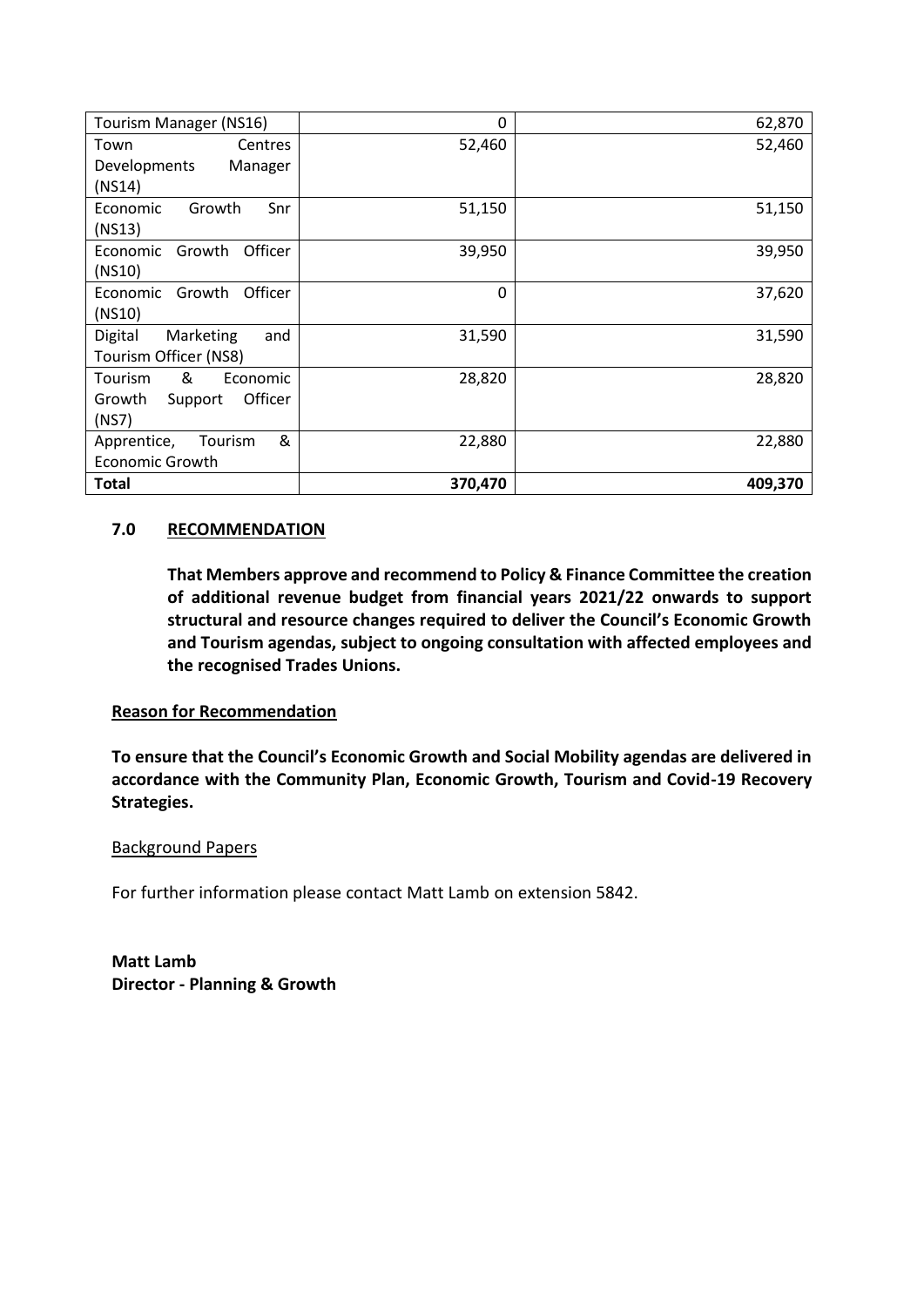| Tourism Manager (NS16) | 0 | 62,870 |
|---|---|---|
| Town Centres Developments Manager (NS14) | 52,460 | 52,460 |
| Economic Growth Snr (NS13) | 51,150 | 51,150 |
| Economic Growth Officer (NS10) | 39,950 | 39,950 |
| Economic Growth Officer (NS10) | 0 | 37,620 |
| Digital Marketing and Tourism Officer (NS8) | 31,590 | 31,590 |
| Tourism & Economic Growth Support Officer (NS7) | 28,820 | 28,820 |
| Apprentice, Tourism & Economic Growth | 22,880 | 22,880 |
| **Total** | **370,470** | **409,370** |

## 7.0 RECOMMENDATION

**That Members approve and recommend to Policy & Finance Committee the creation of additional revenue budget from financial years 2021/22 onwards to support structural and resource changes required to deliver the Council's Economic Growth and Tourism agendas, subject to ongoing consultation with affected employees and the recognised Trades Unions.**

**Reason for Recommendation**

**To ensure that the Council's Economic Growth and Social Mobility agendas are delivered in accordance with the Community Plan, Economic Growth, Tourism and Covid-19 Recovery Strategies.**

Background Papers

For further information please contact Matt Lamb on extension 5842.

**Matt Lamb**
**Director - Planning & Growth**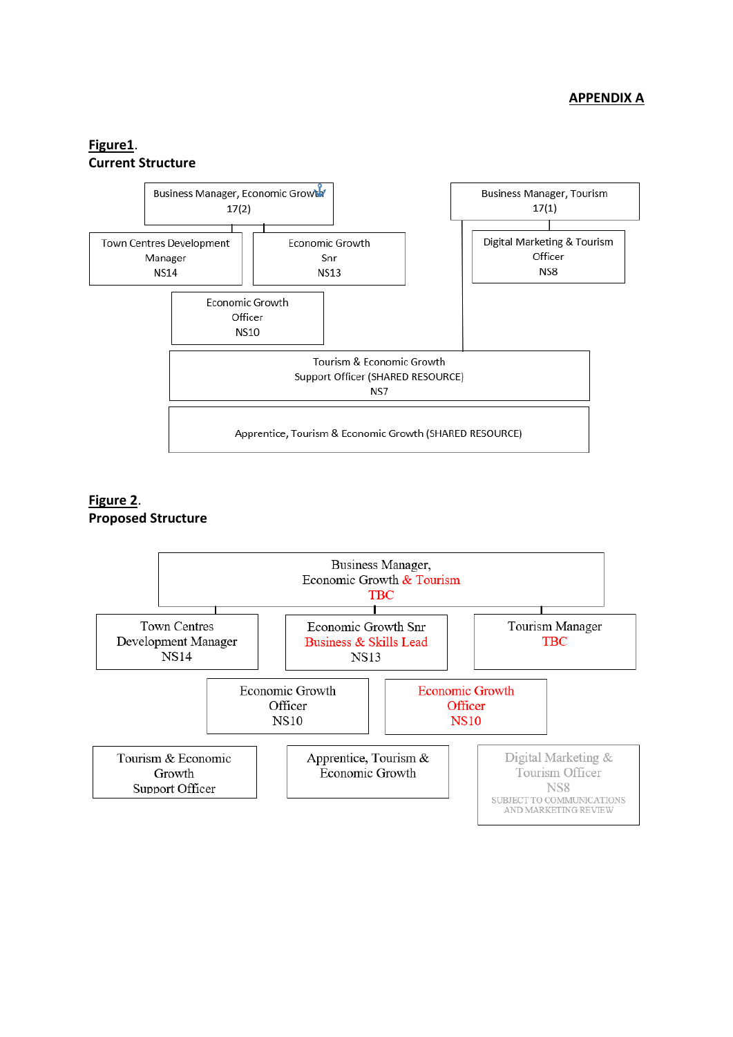**APPENDIX A**

**Figure1.**
**Current Structure**

Business Manager, Economic Growth
17(2)

Business Manager, Tourism
17(1)

Town Centres Development Manager
NS14

Economic Growth Snr
NS13

Digital Marketing & Tourism Officer
NS8

Economic Growth Officer
NS10

Tourism & Economic Growth Support Officer (SHARED RESOURCE)
NS7

Apprentice, Tourism & Economic Growth (SHARED RESOURCE)

**Figure 2.**
**Proposed Structure**

Business Manager,
Economic Growth & Tourism
TBC

Town Centres Development Manager
NS14

Economic Growth Snr
Business & Skills Lead
NS13

Tourism Manager
TBC

Economic Growth Officer
NS10

Economic Growth Officer
NS10

Tourism & Economic Growth Support Officer

Apprentice, Tourism & Economic Growth

Digital Marketing & Tourism Officer
NS8
SUBJECT TO COMMUNICATIONS AND MARKETING REVIEW